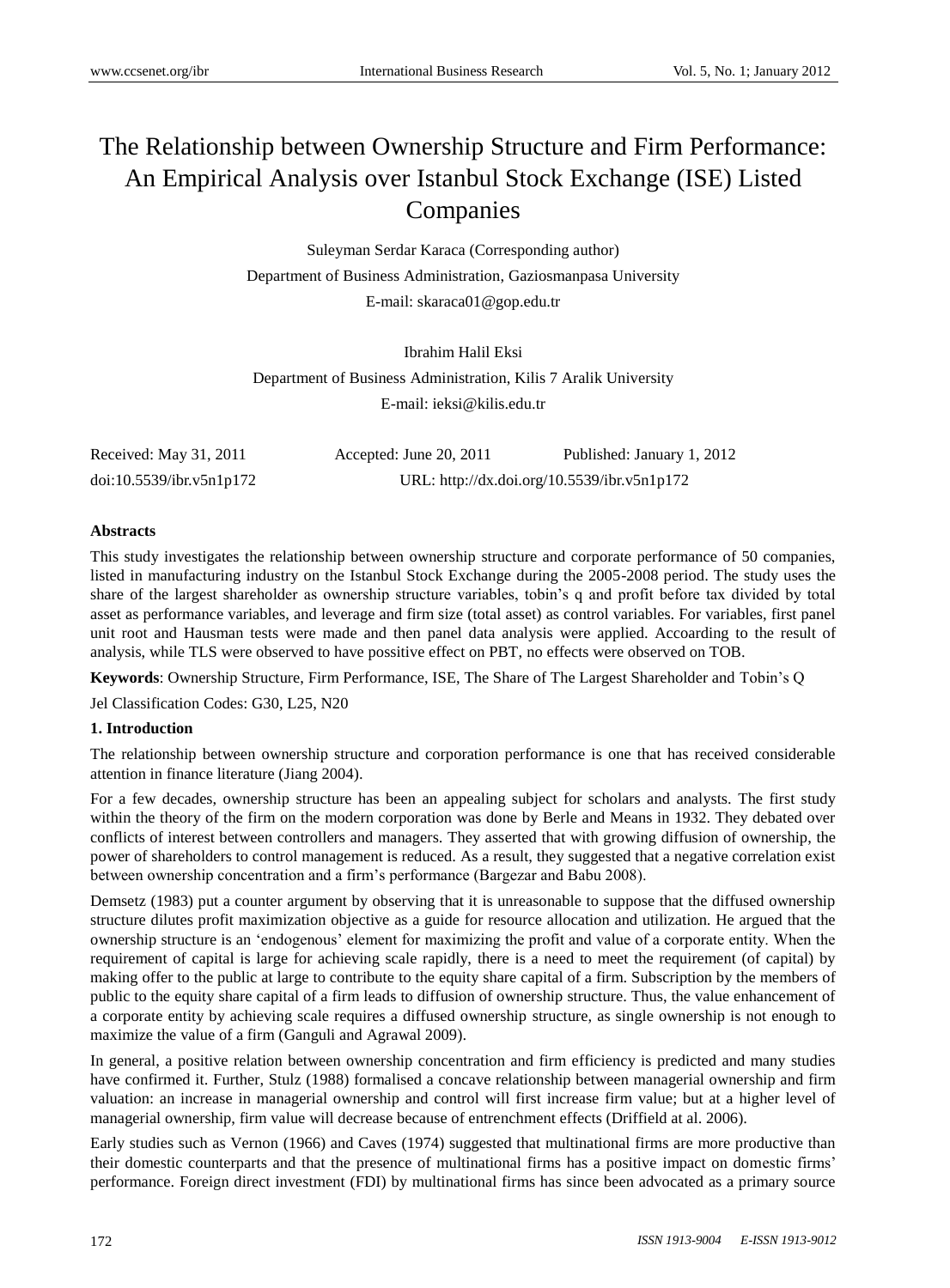# The Relationship between Ownership Structure and Firm Performance: An Empirical Analysis over Istanbul Stock Exchange (ISE) Listed Companies

Suleyman Serdar Karaca (Corresponding author)

Department of Business Administration, Gaziosmanpasa University

E-mail: skaraca01@gop.edu.tr

Ibrahim Halil Eksi

Department of Business Administration, Kilis 7 Aralik University

E-mail: ieksi@kilis.edu.tr

Received: May 31, 2011 Accepted: June 20, 2011 Published: January 1, 2012

doi:10.5539/ibr.v5n1p172 URL: http://dx.doi.org/10.5539/ibr.v5n1p172

**Abstracts**

This study investigates the relationship between ownership structure and corporate performance of 50 companies, listed in manufacturing industry on the Istanbul Stock Exchange during the 2005-2008 period. The study uses the share of the largest shareholder as ownership structure variables, tobin's q and profit before tax divided by total asset as performance variables, and leverage and firm size (total asset) as control variables. For variables, first panel unit root and Hausman tests were made and then panel data analysis were applied. Accoarding to the result of analysis, while TLS were observed to have possitive effect on PBT, no effects were observed on TOB.

**Keywords**: Ownership Structure, Firm Performance, ISE, The Share of The Largest Shareholder and Tobin's Q

Jel Classification Codes: G30, L25, N20

## 1. Introduction

The relationship between ownership structure and corporation performance is one that has received considerable attention in finance literature (Jiang 2004).

For a few decades, ownership structure has been an appealing subject for scholars and analysts. The first study within the theory of the firm on the modern corporation was done by Berle and Means in 1932. They debated over conflicts of interest between controllers and managers. They asserted that with growing diffusion of ownership, the power of shareholders to control management is reduced. As a result, they suggested that a negative correlation exist between ownership concentration and a firm's performance (Bargezar and Babu 2008).

Demsetz (1983) put a counter argument by observing that it is unreasonable to suppose that the diffused ownership structure dilutes profit maximization objective as a guide for resource allocation and utilization. He argued that the ownership structure is an 'endogenous' element for maximizing the profit and value of a corporate entity. When the requirement of capital is large for achieving scale rapidly, there is a need to meet the requirement (of capital) by making offer to the public at large to contribute to the equity share capital of a firm. Subscription by the members of public to the equity share capital of a firm leads to diffusion of ownership structure. Thus, the value enhancement of a corporate entity by achieving scale requires a diffused ownership structure, as single ownership is not enough to maximize the value of a firm (Ganguli and Agrawal 2009).

In general, a positive relation between ownership concentration and firm efficiency is predicted and many studies have confirmed it. Further, Stulz (1988) formalised a concave relationship between managerial ownership and firm valuation: an increase in managerial ownership and control will first increase firm value; but at a higher level of managerial ownership, firm value will decrease because of entrenchment effects (Driffield at al. 2006).

Early studies such as Vernon (1966) and Caves (1974) suggested that multinational firms are more productive than their domestic counterparts and that the presence of multinational firms has a positive impact on domestic firms' performance. Foreign direct investment (FDI) by multinational firms has since been advocated as a primary source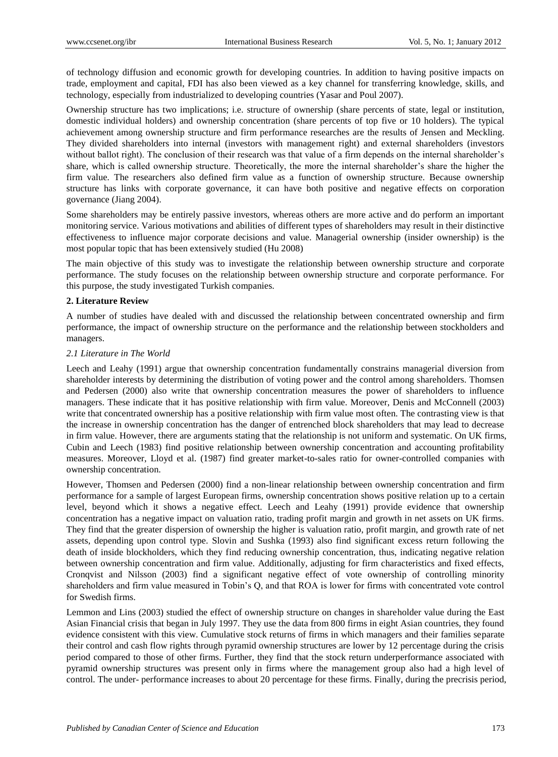of technology diffusion and economic growth for developing countries. In addition to having positive impacts on trade, employment and capital, FDI has also been viewed as a key channel for transferring knowledge, skills, and technology, especially from industrialized to developing countries (Yasar and Poul 2007).

Ownership structure has two implications; i.e. structure of ownership (share percents of state, legal or institution, domestic individual holders) and ownership concentration (share percents of top five or 10 holders). The typical achievement among ownership structure and firm performance researches are the results of Jensen and Meckling. They divided shareholders into internal (investors with management right) and external shareholders (investors without ballot right). The conclusion of their research was that value of a firm depends on the internal shareholder's share, which is called ownership structure. Theoretically, the more the internal shareholder's share the higher the firm value. The researchers also defined firm value as a function of ownership structure. Because ownership structure has links with corporate governance, it can have both positive and negative effects on corporation governance (Jiang 2004).

Some shareholders may be entirely passive investors, whereas others are more active and do perform an important monitoring service. Various motivations and abilities of different types of shareholders may result in their distinctive effectiveness to influence major corporate decisions and value. Managerial ownership (insider ownership) is the most popular topic that has been extensively studied (Hu 2008)

The main objective of this study was to investigate the relationship between ownership structure and corporate performance. The study focuses on the relationship between ownership structure and corporate performance. For this purpose, the study investigated Turkish companies.

## 2. Literature Review

A number of studies have dealt with and discussed the relationship between concentrated ownership and firm performance, the impact of ownership structure on the performance and the relationship between stockholders and managers.

### *2.1 Literature in The World*

Leech and Leahy (1991) argue that ownership concentration fundamentally constrains managerial diversion from shareholder interests by determining the distribution of voting power and the control among shareholders. Thomsen and Pedersen (2000) also write that ownership concentration measures the power of shareholders to influence managers. These indicate that it has positive relationship with firm value. Moreover, Denis and McConnell (2003) write that concentrated ownership has a positive relationship with firm value most often. The contrasting view is that the increase in ownership concentration has the danger of entrenched block shareholders that may lead to decrease in firm value. However, there are arguments stating that the relationship is not uniform and systematic. On UK firms, Cubin and Leech (1983) find positive relationship between ownership concentration and accounting profitability measures. Moreover, Lloyd et al. (1987) find greater market-to-sales ratio for owner-controlled companies with ownership concentration.

However, Thomsen and Pedersen (2000) find a non-linear relationship between ownership concentration and firm performance for a sample of largest European firms, ownership concentration shows positive relation up to a certain level, beyond which it shows a negative effect. Leech and Leahy (1991) provide evidence that ownership concentration has a negative impact on valuation ratio, trading profit margin and growth in net assets on UK firms. They find that the greater dispersion of ownership the higher is valuation ratio, profit margin, and growth rate of net assets, depending upon control type. Slovin and Sushka (1993) also find significant excess return following the death of inside blockholders, which they find reducing ownership concentration, thus, indicating negative relation between ownership concentration and firm value. Additionally, adjusting for firm characteristics and fixed effects, Cronqvist and Nilsson (2003) find a significant negative effect of vote ownership of controlling minority shareholders and firm value measured in Tobin's Q, and that ROA is lower for firms with concentrated vote control for Swedish firms.

Lemmon and Lins (2003) studied the effect of ownership structure on changes in shareholder value during the East Asian Financial crisis that began in July 1997. They use the data from 800 firms in eight Asian countries, they found evidence consistent with this view. Cumulative stock returns of firms in which managers and their families separate their control and cash flow rights through pyramid ownership structures are lower by 12 percentage during the crisis period compared to those of other firms. Further, they find that the stock return underperformance associated with pyramid ownership structures was present only in firms where the management group also had a high level of control. The under- performance increases to about 20 percentage for these firms. Finally, during the precrisis period,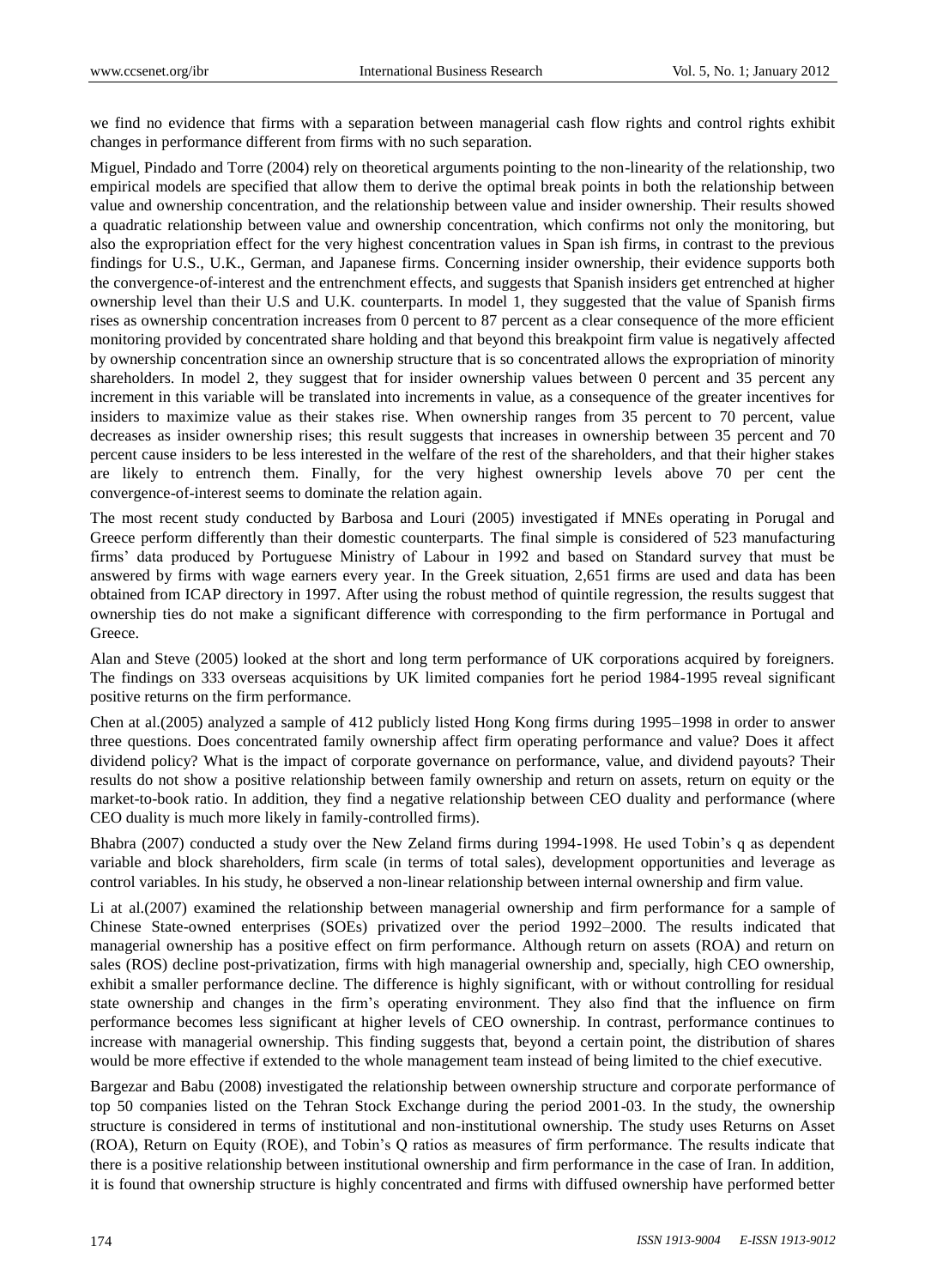we find no evidence that firms with a separation between managerial cash flow rights and control rights exhibit changes in performance different from firms with no such separation.

Miguel, Pindado and Torre (2004) rely on theoretical arguments pointing to the non-linearity of the relationship, two empirical models are specified that allow them to derive the optimal break points in both the relationship between value and ownership concentration, and the relationship between value and insider ownership. Their results showed a quadratic relationship between value and ownership concentration, which confirms not only the monitoring, but also the expropriation effect for the very highest concentration values in Span ish firms, in contrast to the previous findings for U.S., U.K., German, and Japanese firms. Concerning insider ownership, their evidence supports both the convergence-of-interest and the entrenchment effects, and suggests that Spanish insiders get entrenched at higher ownership level than their U.S and U.K. counterparts. In model 1, they suggested that the value of Spanish firms rises as ownership concentration increases from 0 percent to 87 percent as a clear consequence of the more efficient monitoring provided by concentrated share holding and that beyond this breakpoint firm value is negatively affected by ownership concentration since an ownership structure that is so concentrated allows the expropriation of minority shareholders. In model 2, they suggest that for insider ownership values between 0 percent and 35 percent any increment in this variable will be translated into increments in value, as a consequence of the greater incentives for insiders to maximize value as their stakes rise. When ownership ranges from 35 percent to 70 percent, value decreases as insider ownership rises; this result suggests that increases in ownership between 35 percent and 70 percent cause insiders to be less interested in the welfare of the rest of the shareholders, and that their higher stakes are likely to entrench them. Finally, for the very highest ownership levels above 70 per cent the convergence-of-interest seems to dominate the relation again.

The most recent study conducted by Barbosa and Louri (2005) investigated if MNEs operating in Porugal and Greece perform differently than their domestic counterparts. The final simple is considered of 523 manufacturing firms' data produced by Portuguese Ministry of Labour in 1992 and based on Standard survey that must be answered by firms with wage earners every year. In the Greek situation, 2,651 firms are used and data has been obtained from ICAP directory in 1997. After using the robust method of quintile regression, the results suggest that ownership ties do not make a significant difference with corresponding to the firm performance in Portugal and Greece.

Alan and Steve (2005) looked at the short and long term performance of UK corporations acquired by foreigners. The findings on 333 overseas acquisitions by UK limited companies fort he period 1984-1995 reveal significant positive returns on the firm performance.

Chen at al.(2005) analyzed a sample of 412 publicly listed Hong Kong firms during 1995–1998 in order to answer three questions. Does concentrated family ownership affect firm operating performance and value? Does it affect dividend policy? What is the impact of corporate governance on performance, value, and dividend payouts? Their results do not show a positive relationship between family ownership and return on assets, return on equity or the market-to-book ratio. In addition, they find a negative relationship between CEO duality and performance (where CEO duality is much more likely in family-controlled firms).

Bhabra (2007) conducted a study over the New Zeland firms during 1994-1998. He used Tobin's q as dependent variable and block shareholders, firm scale (in terms of total sales), development opportunities and leverage as control variables. In his study, he observed a non-linear relationship between internal ownership and firm value.

Li at al.(2007) examined the relationship between managerial ownership and firm performance for a sample of Chinese State-owned enterprises (SOEs) privatized over the period 1992–2000. The results indicated that managerial ownership has a positive effect on firm performance. Although return on assets (ROA) and return on sales (ROS) decline post-privatization, firms with high managerial ownership and, specially, high CEO ownership, exhibit a smaller performance decline. The difference is highly significant, with or without controlling for residual state ownership and changes in the firm's operating environment. They also find that the influence on firm performance becomes less significant at higher levels of CEO ownership. In contrast, performance continues to increase with managerial ownership. This finding suggests that, beyond a certain point, the distribution of shares would be more effective if extended to the whole management team instead of being limited to the chief executive.

Bargezar and Babu (2008) investigated the relationship between ownership structure and corporate performance of top 50 companies listed on the Tehran Stock Exchange during the period 2001-03. In the study, the ownership structure is considered in terms of institutional and non-institutional ownership. The study uses Returns on Asset (ROA), Return on Equity (ROE), and Tobin's Q ratios as measures of firm performance. The results indicate that there is a positive relationship between institutional ownership and firm performance in the case of Iran. In addition, it is found that ownership structure is highly concentrated and firms with diffused ownership have performed better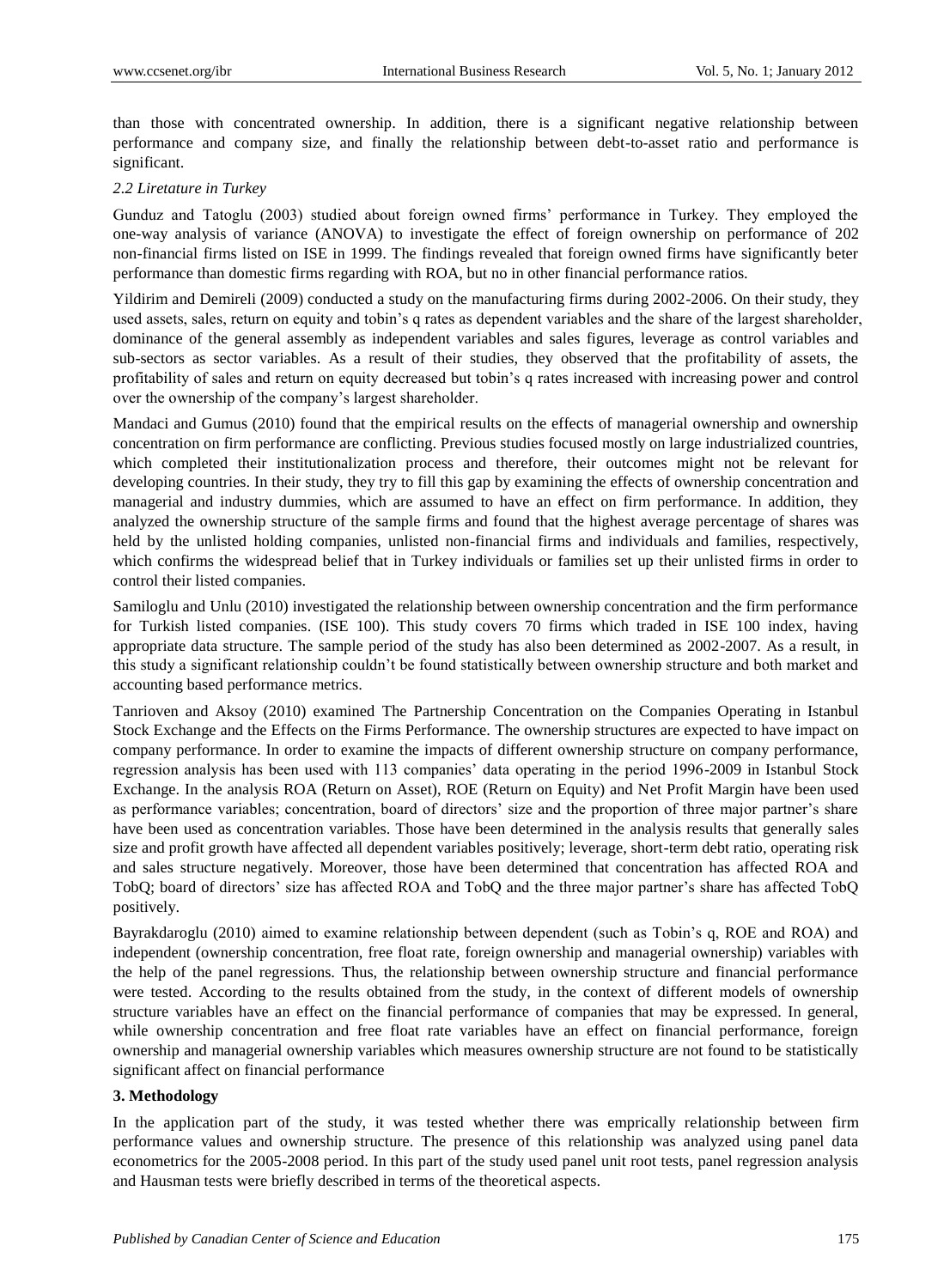than those with concentrated ownership. In addition, there is a significant negative relationship between performance and company size, and finally the relationship between debt-to-asset ratio and performance is significant.

### *2.2 Liretature in Turkey*

Gunduz and Tatoglu (2003) studied about foreign owned firms' performance in Turkey. They employed the one-way analysis of variance (ANOVA) to investigate the effect of foreign ownership on performance of 202 non-financial firms listed on ISE in 1999. The findings revealed that foreign owned firms have significantly beter performance than domestic firms regarding with ROA, but no in other financial performance ratios.

Yildirim and Demireli (2009) conducted a study on the manufacturing firms during 2002-2006. On their study, they used assets, sales, return on equity and tobin's q rates as dependent variables and the share of the largest shareholder, dominance of the general assembly as independent variables and sales figures, leverage as control variables and sub-sectors as sector variables. As a result of their studies, they observed that the profitability of assets, the profitability of sales and return on equity decreased but tobin's q rates increased with increasing power and control over the ownership of the company's largest shareholder.

Mandaci and Gumus (2010) found that the empirical results on the effects of managerial ownership and ownership concentration on firm performance are conflicting. Previous studies focused mostly on large industrialized countries, which completed their institutionalization process and therefore, their outcomes might not be relevant for developing countries. In their study, they try to fill this gap by examining the effects of ownership concentration and managerial and industry dummies, which are assumed to have an effect on firm performance. In addition, they analyzed the ownership structure of the sample firms and found that the highest average percentage of shares was held by the unlisted holding companies, unlisted non-financial firms and individuals and families, respectively, which confirms the widespread belief that in Turkey individuals or families set up their unlisted firms in order to control their listed companies.

Samiloglu and Unlu (2010) investigated the relationship between ownership concentration and the firm performance for Turkish listed companies. (ISE 100). This study covers 70 firms which traded in ISE 100 index, having appropriate data structure. The sample period of the study has also been determined as 2002-2007. As a result, in this study a significant relationship couldn't be found statistically between ownership structure and both market and accounting based performance metrics.

Tanrioven and Aksoy (2010) examined The Partnership Concentration on the Companies Operating in Istanbul Stock Exchange and the Effects on the Firms Performance. The ownership structures are expected to have impact on company performance. In order to examine the impacts of different ownership structure on company performance, regression analysis has been used with 113 companies' data operating in the period 1996-2009 in Istanbul Stock Exchange. In the analysis ROA (Return on Asset), ROE (Return on Equity) and Net Profit Margin have been used as performance variables; concentration, board of directors' size and the proportion of three major partner's share have been used as concentration variables. Those have been determined in the analysis results that generally sales size and profit growth have affected all dependent variables positively; leverage, short-term debt ratio, operating risk and sales structure negatively. Moreover, those have been determined that concentration has affected ROA and TobQ; board of directors' size has affected ROA and TobQ and the three major partner's share has affected TobQ positively.

Bayrakdaroglu (2010) aimed to examine relationship between dependent (such as Tobin's q, ROE and ROA) and independent (ownership concentration, free float rate, foreign ownership and managerial ownership) variables with the help of the panel regressions. Thus, the relationship between ownership structure and financial performance were tested. According to the results obtained from the study, in the context of different models of ownership structure variables have an effect on the financial performance of companies that may be expressed. In general, while ownership concentration and free float rate variables have an effect on financial performance, foreign ownership and managerial ownership variables which measures ownership structure are not found to be statistically significant affect on financial performance

## 3. Methodology

In the application part of the study, it was tested whether there was emprically relationship between firm performance values and ownership structure. The presence of this relationship was analyzed using panel data econometrics for the 2005-2008 period. In this part of the study used panel unit root tests, panel regression analysis and Hausman tests were briefly described in terms of the theoretical aspects.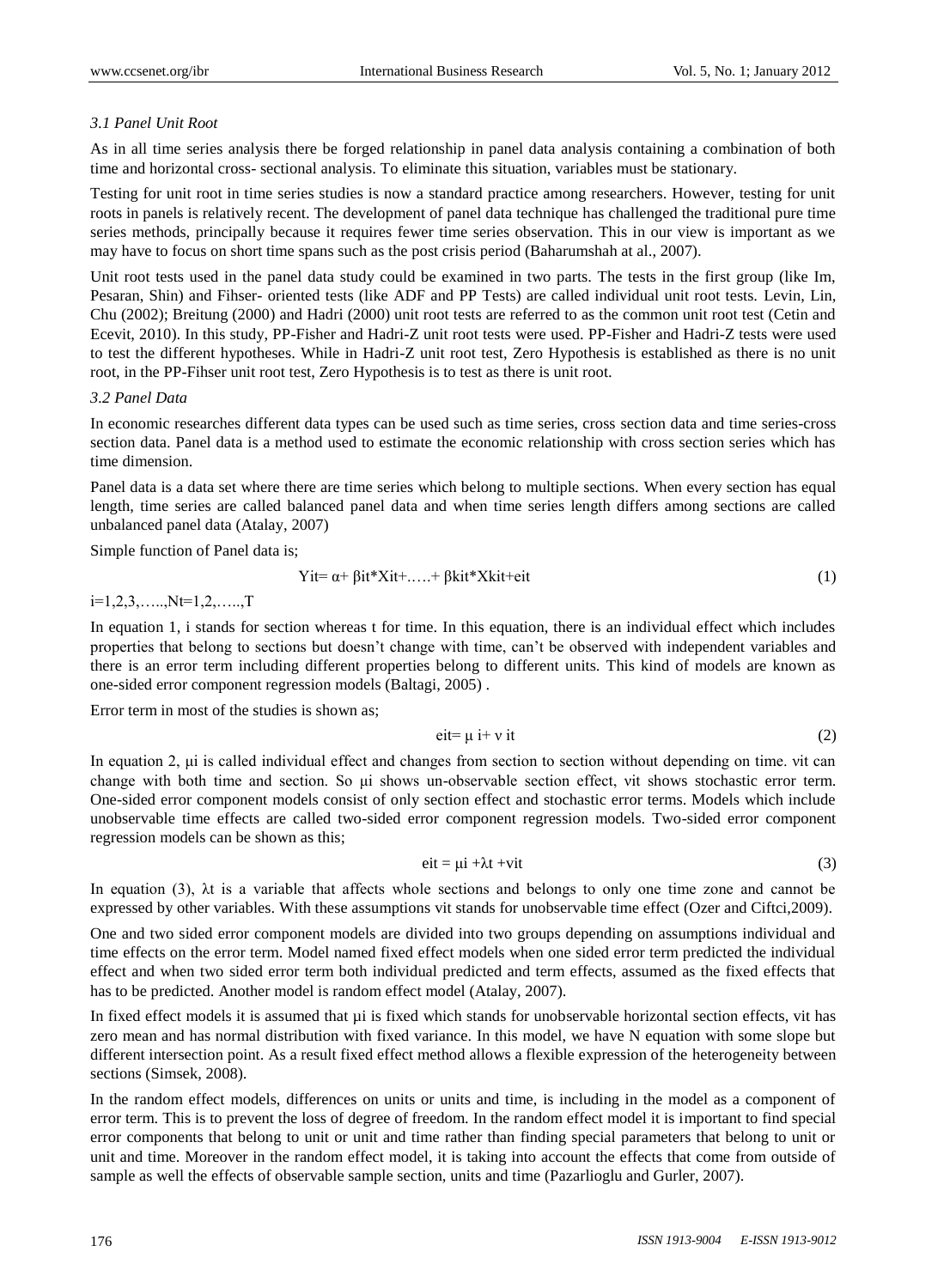### *3.1 Panel Unit Root*

As in all time series analysis there be forged relationship in panel data analysis containing a combination of both time and horizontal cross- sectional analysis. To eliminate this situation, variables must be stationary.

Testing for unit root in time series studies is now a standard practice among researchers. However, testing for unit roots in panels is relatively recent. The development of panel data technique has challenged the traditional pure time series methods, principally because it requires fewer time series observation. This in our view is important as we may have to focus on short time spans such as the post crisis period (Baharumshah at al., 2007).

Unit root tests used in the panel data study could be examined in two parts. The tests in the first group (like Im, Pesaran, Shin) and Fihser- oriented tests (like ADF and PP Tests) are called individual unit root tests. Levin, Lin, Chu (2002); Breitung (2000) and Hadri (2000) unit root tests are referred to as the common unit root test (Cetin and Ecevit, 2010). In this study, PP-Fisher and Hadri-Z unit root tests were used. PP-Fisher and Hadri-Z tests were used to test the different hypotheses. While in Hadri-Z unit root test, Zero Hypothesis is established as there is no unit root, in the PP-Fihser unit root test, Zero Hypothesis is to test as there is unit root.

### *3.2 Panel Data*

In economic researches different data types can be used such as time series, cross section data and time series-cross section data. Panel data is a method used to estimate the economic relationship with cross section series which has time dimension.

Panel data is a data set where there are time series which belong to multiple sections. When every section has equal length, time series are called balanced panel data and when time series length differs among sections are called unbalanced panel data (Atalay, 2007)

Simple function of Panel data is;

$$Y_{it} = \alpha + \beta_{it} * X_{it} + \ldots + \beta_{kit} * X_{kit} + e_{it} \tag{1}$$

$i=1,2,3,\ldots,N \quad t=1,2,\ldots,T$

In equation 1, i stands for section whereas t for time. In this equation, there is an individual effect which includes properties that belong to sections but doesn't change with time, can't be observed with independent variables and there is an error term including different properties belong to different units. This kind of models are known as one-sided error component regression models (Baltagi, 2005) .

Error term in most of the studies is shown as;

$$e_{it} = \mu_i + \nu_{it} \tag{2}$$

In equation 2, $\mu_i$ is called individual effect and changes from section to section without depending on time. $\nu_{it}$ can change with both time and section. So $\mu_i$ shows un-observable section effect, $\nu_{it}$ shows stochastic error term. One-sided error component models consist of only section effect and stochastic error terms. Models which include unobservable time effects are called two-sided error component regression models. Two-sided error component regression models can be shown as this;

$$e_{it} = \mu_i + \lambda_t + \nu_{it} \tag{3}$$

In equation (3), $\lambda_t$ is a variable that affects whole sections and belongs to only one time zone and cannot be expressed by other variables. With these assumptions $\nu_{it}$ stands for unobservable time effect (Ozer and Ciftci,2009).

One and two sided error component models are divided into two groups depending on assumptions individual and time effects on the error term. Model named fixed effect models when one sided error term predicted the individual effect and when two sided error term both individual predicted and term effects, assumed as the fixed effects that has to be predicted. Another model is random effect model (Atalay, 2007).

In fixed effect models it is assumed that $\mu_i$ is fixed which stands for unobservable horizontal section effects, $\nu_{it}$ has zero mean and has normal distribution with fixed variance. In this model, we have N equation with some slope but different intersection point. As a result fixed effect method allows a flexible expression of the heterogeneity between sections (Simsek, 2008).

In the random effect models, differences on units or units and time, is including in the model as a component of error term. This is to prevent the loss of degree of freedom. In the random effect model it is important to find special error components that belong to unit or unit and time rather than finding special parameters that belong to unit or unit and time. Moreover in the random effect model, it is taking into account the effects that come from outside of sample as well the effects of observable sample section, units and time (Pazarlioglu and Gurler, 2007).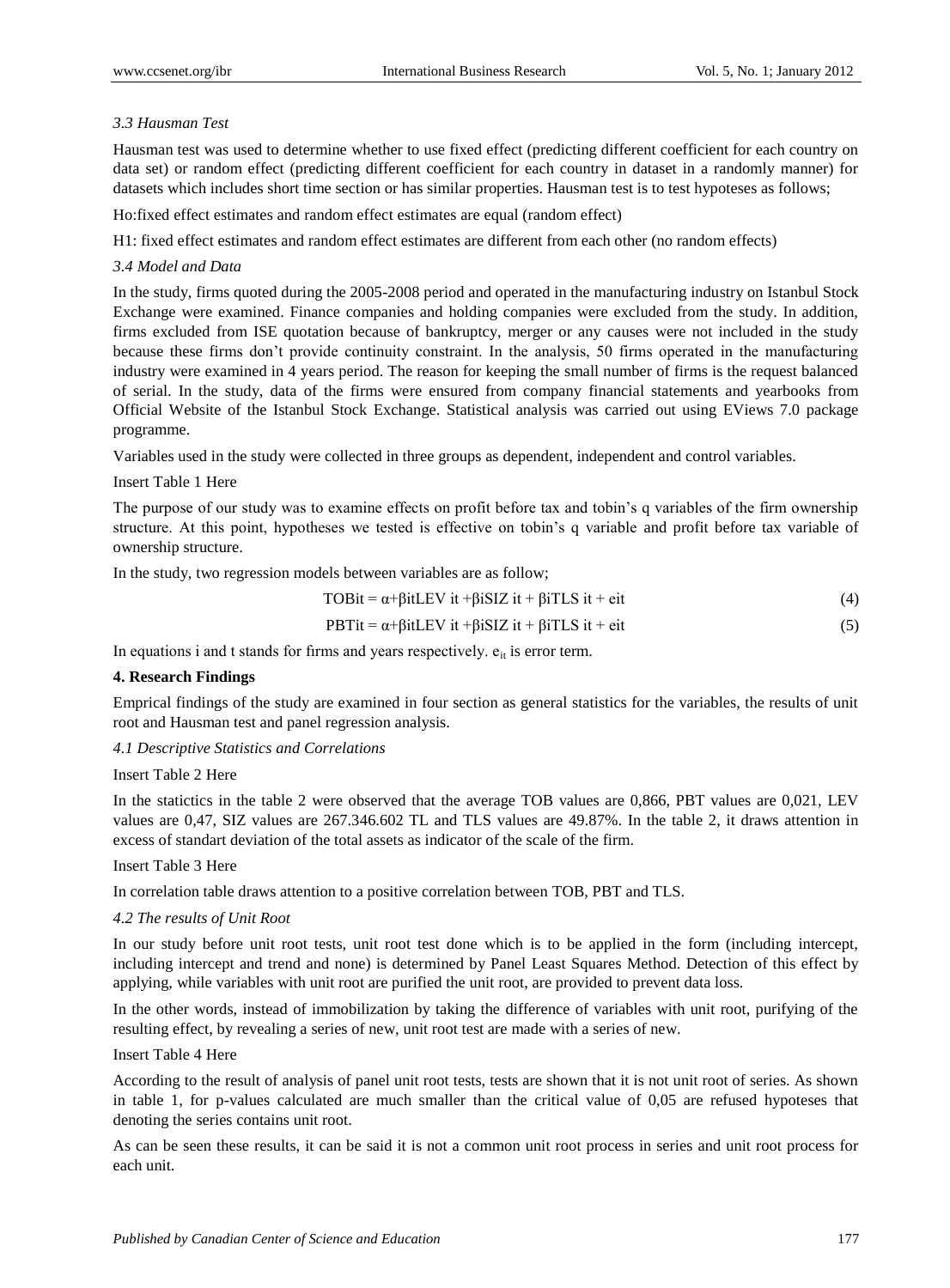### 3.3 Hausman Test

Hausman test was used to determine whether to use fixed effect (predicting different coefficient for each country on data set) or random effect (predicting different coefficient for each country in dataset in a randomly manner) for datasets which includes short time section or has similar properties. Hausman test is to test hypoteses as follows;

Ho:fixed effect estimates and random effect estimates are equal (random effect)

H1: fixed effect estimates and random effect estimates are different from each other (no random effects)

### 3.4 Model and Data

In the study, firms quoted during the 2005-2008 period and operated in the manufacturing industry on Istanbul Stock Exchange were examined. Finance companies and holding companies were excluded from the study. In addition, firms excluded from ISE quotation because of bankruptcy, merger or any causes were not included in the study because these firms don't provide continuity constraint. In the analysis, 50 firms operated in the manufacturing industry were examined in 4 years period. The reason for keeping the small number of firms is the request balanced of serial. In the study, data of the firms were ensured from company financial statements and yearbooks from Official Website of the Istanbul Stock Exchange. Statistical analysis was carried out using EViews 7.0 package programme.

Variables used in the study were collected in three groups as dependent, independent and control variables.

Insert Table 1 Here

The purpose of our study was to examine effects on profit before tax and tobin's q variables of the firm ownership structure. At this point, hypotheses we tested is effective on tobin's q variable and profit before tax variable of ownership structure.

In the study, two regression models between variables are as follow;

$$TOBit = \alpha + \beta itLEV\ it + \beta iSIZ\ it + \beta iTLS\ it + eit \quad (4)$$

$$PBTit = \alpha + \beta itLEV\ it + \beta iSIZ\ it + \beta iTLS\ it + eit \quad (5)$$

In equations i and t stands for firms and years respectively. $e_{it}$ is error term.

## 4. Research Findings

Emprical findings of the study are examined in four section as general statistics for the variables, the results of unit root and Hausman test and panel regression analysis.

### 4.1 Descriptive Statistics and Correlations

Insert Table 2 Here

In the statictics in the table 2 were observed that the average TOB values are 0,866, PBT values are 0,021, LEV values are 0,47, SIZ values are 267.346.602 TL and TLS values are 49.87%. In the table 2, it draws attention in excess of standart deviation of the total assets as indicator of the scale of the firm.

Insert Table 3 Here

In correlation table draws attention to a positive correlation between TOB, PBT and TLS.

### 4.2 The results of Unit Root

In our study before unit root tests, unit root test done which is to be applied in the form (including intercept, including intercept and trend and none) is determined by Panel Least Squares Method. Detection of this effect by applying, while variables with unit root are purified the unit root, are provided to prevent data loss.

In the other words, instead of immobilization by taking the difference of variables with unit root, purifying of the resulting effect, by revealing a series of new, unit root test are made with a series of new.

Insert Table 4 Here

According to the result of analysis of panel unit root tests, tests are shown that it is not unit root of series. As shown in table 1, for p-values calculated are much smaller than the critical value of 0,05 are refused hypoteses that denoting the series contains unit root.

As can be seen these results, it can be said it is not a common unit root process in series and unit root process for each unit.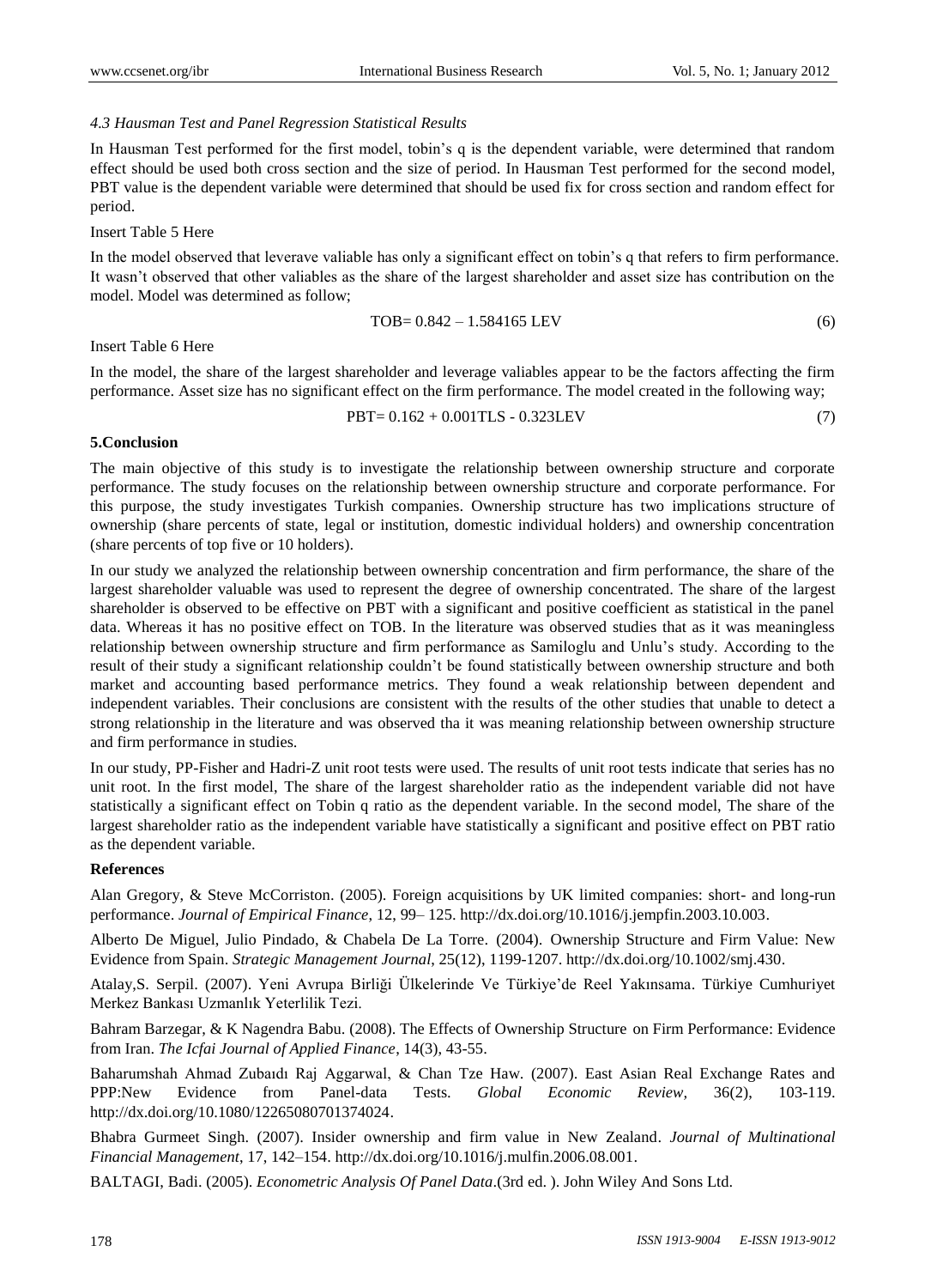### *4.3 Hausman Test and Panel Regression Statistical Results*

In Hausman Test performed for the first model, tobin's q is the dependent variable, were determined that random effect should be used both cross section and the size of period. In Hausman Test performed for the second model, PBT value is the dependent variable were determined that should be used fix for cross section and random effect for period.

Insert Table 5 Here

In the model observed that leverave valiable has only a significant effect on tobin's q that refers to firm performance. It wasn't observed that other valiables as the share of the largest shareholder and asset size has contribution on the model. Model was determined as follow;

$$TOB = 0.842 - 1.584165\ LEV \tag{6}$$

Insert Table 6 Here

In the model, the share of the largest shareholder and leverage valiables appear to be the factors affecting the firm performance. Asset size has no significant effect on the firm performance. The model created in the following way;

$$PBT = 0.162 + 0.001TLS - 0.323LEV \tag{7}$$

## 5.Conclusion

The main objective of this study is to investigate the relationship between ownership structure and corporate performance. The study focuses on the relationship between ownership structure and corporate performance. For this purpose, the study investigates Turkish companies. Ownership structure has two implications structure of ownership (share percents of state, legal or institution, domestic individual holders) and ownership concentration (share percents of top five or 10 holders).

In our study we analyzed the relationship between ownership concentration and firm performance, the share of the largest shareholder valuable was used to represent the degree of ownership concentrated. The share of the largest shareholder is observed to be effective on PBT with a significant and positive coefficient as statistical in the panel data. Whereas it has no positive effect on TOB. In the literature was observed studies that as it was meaningless relationship between ownership structure and firm performance as Samiloglu and Unlu's study. According to the result of their study a significant relationship couldn't be found statistically between ownership structure and both market and accounting based performance metrics. They found a weak relationship between dependent and independent variables. Their conclusions are consistent with the results of the other studies that unable to detect a strong relationship in the literature and was observed tha it was meaning relationship between ownership structure and firm performance in studies.

In our study, PP-Fisher and Hadri-Z unit root tests were used. The results of unit root tests indicate that series has no unit root. In the first model, The share of the largest shareholder ratio as the independent variable did not have statistically a significant effect on Tobin q ratio as the dependent variable. In the second model, The share of the largest shareholder ratio as the independent variable have statistically a significant and positive effect on PBT ratio as the dependent variable.

## References

Alan Gregory, & Steve McCorriston. (2005). Foreign acquisitions by UK limited companies: short- and long-run performance. *Journal of Empirical Finance*, 12, 99– 125. http://dx.doi.org/10.1016/j.jempfin.2003.10.003.

Alberto De Miguel, Julio Pindado, & Chabela De La Torre. (2004). Ownership Structure and Firm Value: New Evidence from Spain. *Strategic Management Journal*, 25(12), 1199-1207. http://dx.doi.org/10.1002/smj.430.

Atalay,S. Serpil. (2007). Yeni Avrupa Birliği Ülkelerinde Ve Türkiye'de Reel Yakınsama. Türkiye Cumhuriyet Merkez Bankası Uzmanlık Yeterlilik Tezi.

Bahram Barzegar, & K Nagendra Babu. (2008). The Effects of Ownership Structure on Firm Performance: Evidence from Iran. *The Icfai Journal of Applied Finance*, 14(3), 43-55.

Baharumshah Ahmad Zubaıdı Raj Aggarwal, & Chan Tze Haw. (2007). East Asian Real Exchange Rates and PPP:New Evidence from Panel-data Tests. *Global Economic Review*, 36(2), 103-119. http://dx.doi.org/10.1080/12265080701374024.

Bhabra Gurmeet Singh. (2007). Insider ownership and firm value in New Zealand. *Journal of Multinational Financial Management*, 17, 142–154. http://dx.doi.org/10.1016/j.mulfin.2006.08.001.

BALTAGI, Badi. (2005). *Econometric Analysis Of Panel Data*.(3rd ed. ). John Wiley And Sons Ltd.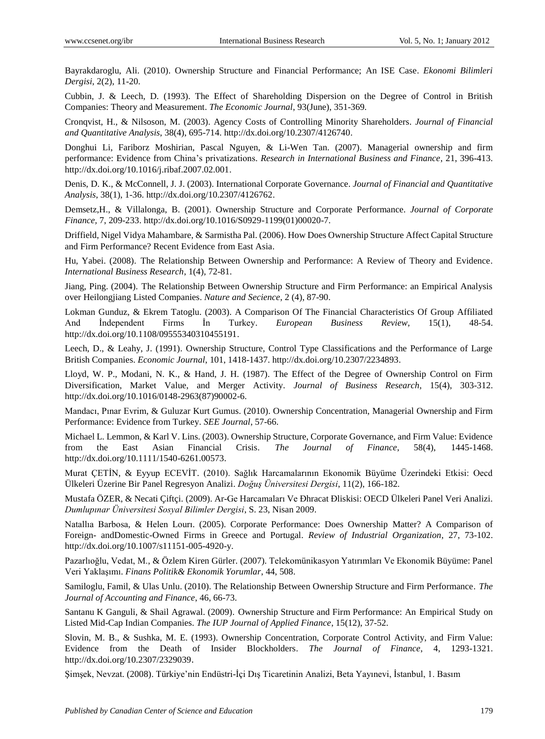Bayrakdaroglu, Ali. (2010). Ownership Structure and Financial Performance; An ISE Case. *Ekonomi Bilimleri Dergisi*, 2(2), 11-20.

Cubbin, J. & Leech, D. (1993). The Effect of Shareholding Dispersion on the Degree of Control in British Companies: Theory and Measurement. *The Economic Journal*, 93(June), 351-369.

Cronqvist, H., & Nilsoson, M. (2003). Agency Costs of Controlling Minority Shareholders. *Journal of Financial and Quantitative Analysis*, 38(4), 695-714. http://dx.doi.org/10.2307/4126740.

Donghui Li, Fariborz Moshirian, Pascal Nguyen, & Li-Wen Tan. (2007). Managerial ownership and firm performance: Evidence from China's privatizations. *Research in International Business and Finance*, 21, 396-413. http://dx.doi.org/10.1016/j.ribaf.2007.02.001.

Denis, D. K., & McConnell, J. J. (2003). International Corporate Governance. *Journal of Financial and Quantitative Analysis*, 38(1), 1-36. http://dx.doi.org/10.2307/4126762.

Demsetz,H., & Villalonga, B. (2001). Ownership Structure and Corporate Performance. *Journal of Corporate Finance*, 7, 209-233. http://dx.doi.org/10.1016/S0929-1199(01)00020-7.

Driffield, Nigel Vidya Mahambare, & Sarmistha Pal. (2006). How Does Ownership Structure Affect Capital Structure and Firm Performance? Recent Evidence from East Asia.

Hu, Yabei. (2008). The Relationship Between Ownership and Performance: A Review of Theory and Evidence. *International Business Research*, 1(4), 72-81.

Jiang, Ping. (2004). The Relationship Between Ownership Structure and Firm Performance: an Empirical Analysis over Heilongjiang Listed Companies. *Nature and Secience*, 2 (4), 87-90.

Lokman Gunduz, & Ekrem Tatoglu. (2003). A Comparison Of The Financial Characteristics Of Group Affiliated And İndependent Firms İn Turkey. *European Business Review*, 15(1), 48-54. http://dx.doi.org/10.1108/09555340310455191.

Leech, D., & Leahy, J. (1991). Ownership Structure, Control Type Classifications and the Performance of Large British Companies. *Economic Journal*, 101, 1418-1437. http://dx.doi.org/10.2307/2234893.

Lloyd, W. P., Modani, N. K., & Hand, J. H. (1987). The Effect of the Degree of Ownership Control on Firm Diversification, Market Value, and Merger Activity. *Journal of Business Research*, 15(4), 303-312. http://dx.doi.org/10.1016/0148-2963(87)90002-6.

Mandacı, Pınar Evrim, & Guluzar Kurt Gumus. (2010). Ownership Concentration, Managerial Ownership and Firm Performance: Evidence from Turkey. *SEE Journal*, 57-66.

Michael L. Lemmon, & Karl V. Lins. (2003). Ownership Structure, Corporate Governance, and Firm Value: Evidence from the East Asian Financial Crisis. *The Journal of Finance*, 58(4), 1445-1468. http://dx.doi.org/10.1111/1540-6261.00573.

Murat ÇETİN, & Eyyup ECEVİT. (2010). Sağlık Harcamalarının Ekonomik Büyüme Üzerindeki Etkisi: Oecd Ülkeleri Üzerine Bir Panel Regresyon Analizi. *Doğuş Üniversitesi Dergisi*, 11(2), 166-182.

Mustafa ÖZER, & Necati Çiftçi. (2009). Ar-Ge Harcamaları Ve Đhracat Đliskisi: OECD Ülkeleri Panel Veri Analizi. *Dumlupınar Üniversitesi Sosyal Bilimler Dergisi*, S. 23, Nisan 2009.

Natallıa Barbosa, & Helen Lourı. (2005). Corporate Performance: Does Ownership Matter? A Comparison of Foreign- andDomestic-Owned Firms in Greece and Portugal. *Review of Industrial Organization*, 27, 73-102. http://dx.doi.org/10.1007/s11151-005-4920-y.

Pazarlıoğlu, Vedat, M., & Özlem Kiren Gürler. (2007). Telekomünikasyon Yatırımları Ve Ekonomik Büyüme: Panel Veri Yaklaşımı. *Finans Politik& Ekonomik Yorumlar*, 44, 508.

Samiloglu, Famil, & Ulas Unlu. (2010). The Relationship Between Ownership Structure and Firm Performance. *The Journal of Accounting and Finance*, 46, 66-73.

Santanu K Ganguli, & Shail Agrawal. (2009). Ownership Structure and Firm Performance: An Empirical Study on Listed Mid-Cap Indian Companies. *The IUP Journal of Applied Finance*, 15(12), 37-52.

Slovin, M. B., & Sushka, M. E. (1993). Ownership Concentration, Corporate Control Activity, and Firm Value: Evidence from the Death of Insider Blockholders. *The Journal of Finance*, 4, 1293-1321. http://dx.doi.org/10.2307/2329039.

Şimşek, Nevzat. (2008). Türkiye'nin Endüstri-İçi Dış Ticaretinin Analizi, Beta Yayınevi, İstanbul, 1. Basım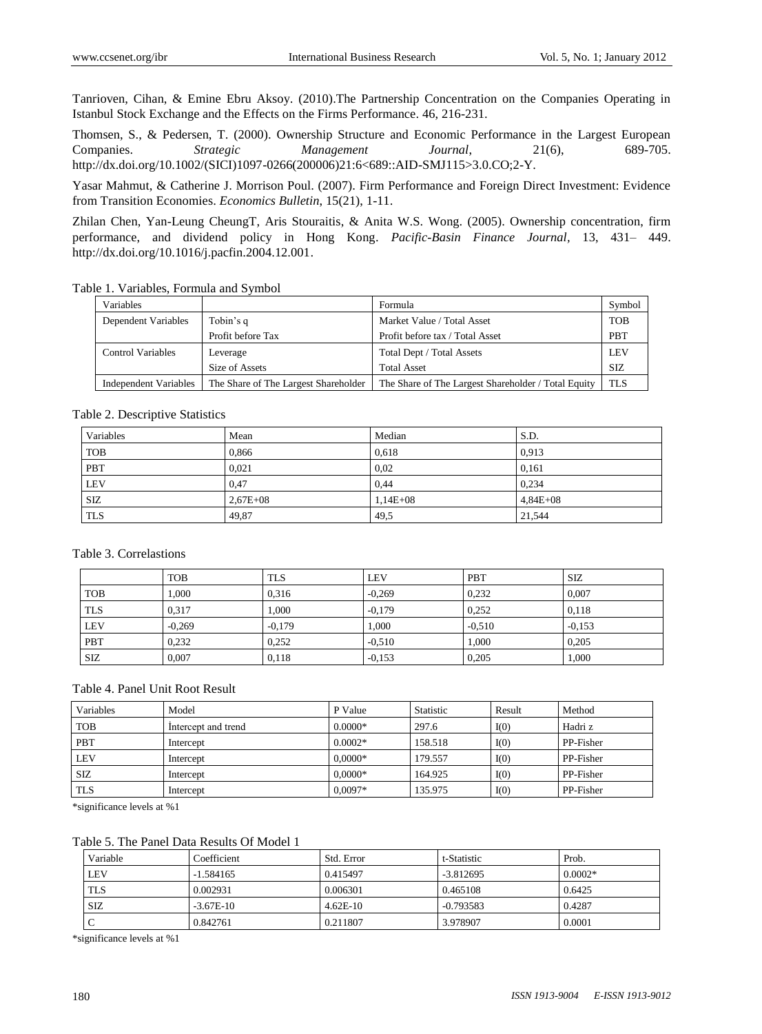Tanrioven, Cihan, & Emine Ebru Aksoy. (2010).The Partnership Concentration on the Companies Operating in Istanbul Stock Exchange and the Effects on the Firms Performance. 46, 216-231.

Thomsen, S., & Pedersen, T. (2000). Ownership Structure and Economic Performance in the Largest European Companies. *Strategic Management Journal*, 21(6), 689-705. http://dx.doi.org/10.1002/(SICI)1097-0266(200006)21:6<689::AID-SMJ115>3.0.CO;2-Y.

Yasar Mahmut, & Catherine J. Morrison Poul. (2007). Firm Performance and Foreign Direct Investment: Evidence from Transition Economies. *Economics Bulletin*, 15(21), 1-11.

Zhilan Chen, Yan-Leung CheungT, Aris Stouraitis, & Anita W.S. Wong. (2005). Ownership concentration, firm performance, and dividend policy in Hong Kong. *Pacific-Basin Finance Journal*, 13, 431– 449. http://dx.doi.org/10.1016/j.pacfin.2004.12.001.

Table 1. Variables, Formula and Symbol

| Variables | | Formula | Symbol |
|---|---|---|---|
| Dependent Variables | Tobin's q | Market Value / Total Asset | TOB |
| | Profit before Tax | Profit before tax / Total Asset | PBT |
| Control Variables | Leverage | Total Dept / Total Assets | LEV |
| | Size of Assets | Total Asset | SIZ |
| Independent Variables | The Share of The Largest Shareholder | The Share of The Largest Shareholder / Total Equity | TLS |

Table 2. Descriptive Statistics

| Variables | Mean | Median | S.D. |
|---|---|---|---|
| TOB | 0,866 | 0,618 | 0,913 |
| PBT | 0,021 | 0,02 | 0,161 |
| LEV | 0,47 | 0,44 | 0,234 |
| SIZ | 2,67E+08 | 1,14E+08 | 4,84E+08 |
| TLS | 49,87 | 49,5 | 21,544 |

Table 3. Correlastions

| | TOB | TLS | LEV | PBT | SIZ |
|---|---|---|---|---|---|
| TOB | 1,000 | 0,316 | -0,269 | 0,232 | 0,007 |
| TLS | 0,317 | 1,000 | -0,179 | 0,252 | 0,118 |
| LEV | -0,269 | -0,179 | 1,000 | -0,510 | -0,153 |
| PBT | 0,232 | 0,252 | -0,510 | 1,000 | 0,205 |
| SIZ | 0,007 | 0,118 | -0,153 | 0,205 | 1,000 |

Table 4. Panel Unit Root Result

| Variables | Model | P Value | Statistic | Result | Method |
|---|---|---|---|---|---|
| TOB | İntercept and trend | 0.0000* | 297.6 | I(0) | Hadri z |
| PBT | Intercept | 0.0002* | 158.518 | I(0) | PP-Fisher |
| LEV | Intercept | 0,0000* | 179.557 | I(0) | PP-Fisher |
| SIZ | Intercept | 0,0000* | 164.925 | I(0) | PP-Fisher |
| TLS | Intercept | 0,0097* | 135.975 | I(0) | PP-Fisher |

*significance levels at %1

Table 5. The Panel Data Results Of Model 1

| Variable | Coefficient | Std. Error | t-Statistic | Prob. |
|---|---|---|---|---|
| LEV | -1.584165 | 0.415497 | -3.812695 | 0.0002* |
| TLS | 0.002931 | 0.006301 | 0.465108 | 0.6425 |
| SIZ | -3.67E-10 | 4.62E-10 | -0.793583 | 0.4287 |
| C | 0.842761 | 0.211807 | 3.978907 | 0.0001 |

*significance levels at %1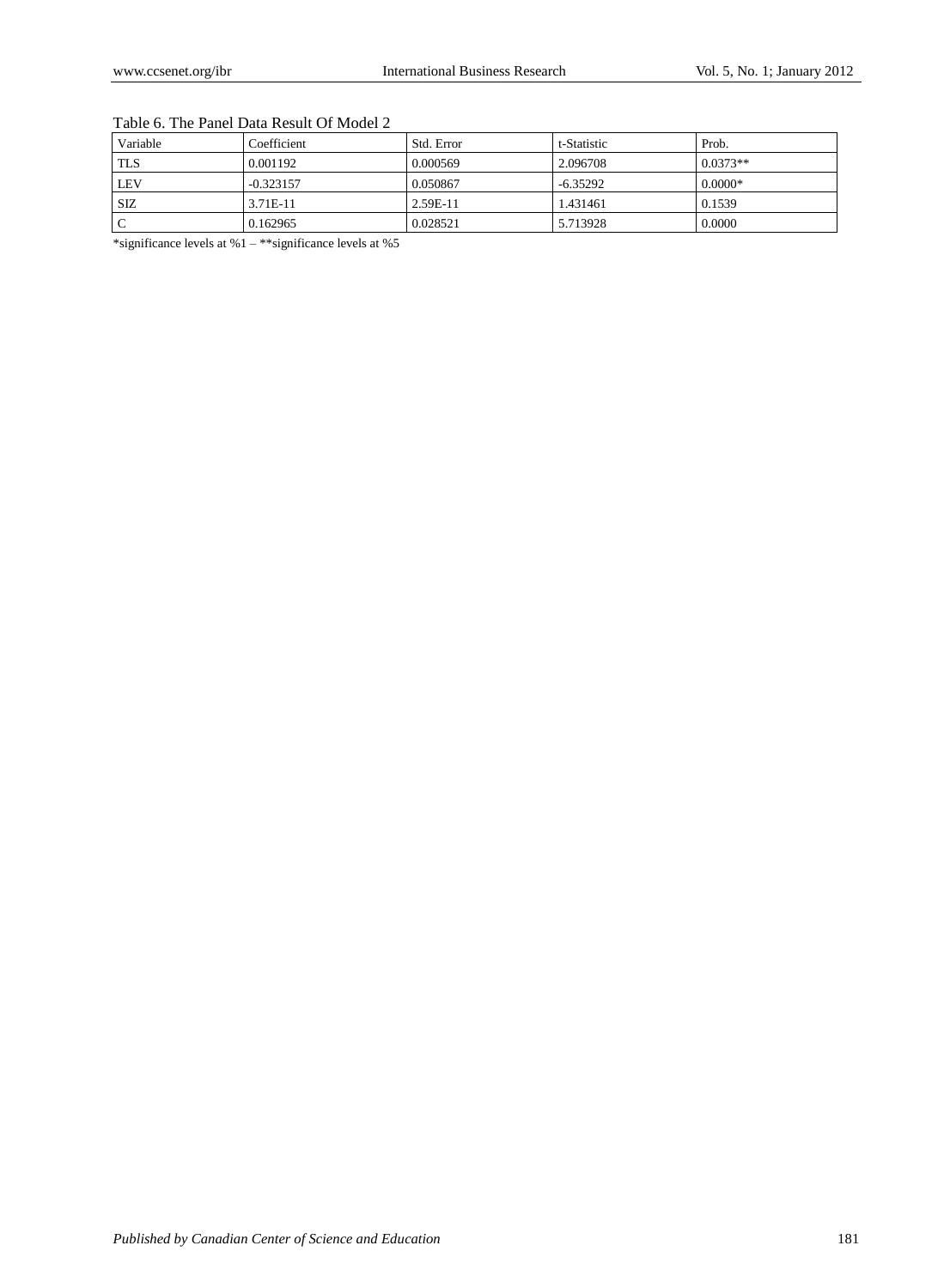Table 6. The Panel Data Result Of Model 2

| Variable | Coefficient | Std. Error | t-Statistic | Prob. |
|---|---|---|---|---|
| TLS | 0.001192 | 0.000569 | 2.096708 | 0.0373** |
| LEV | -0.323157 | 0.050867 | -6.35292 | 0.0000* |
| SIZ | 3.71E-11 | 2.59E-11 | 1.431461 | 0.1539 |
| C | 0.162965 | 0.028521 | 5.713928 | 0.0000 |

*significance levels at %1 – **significance levels at %5